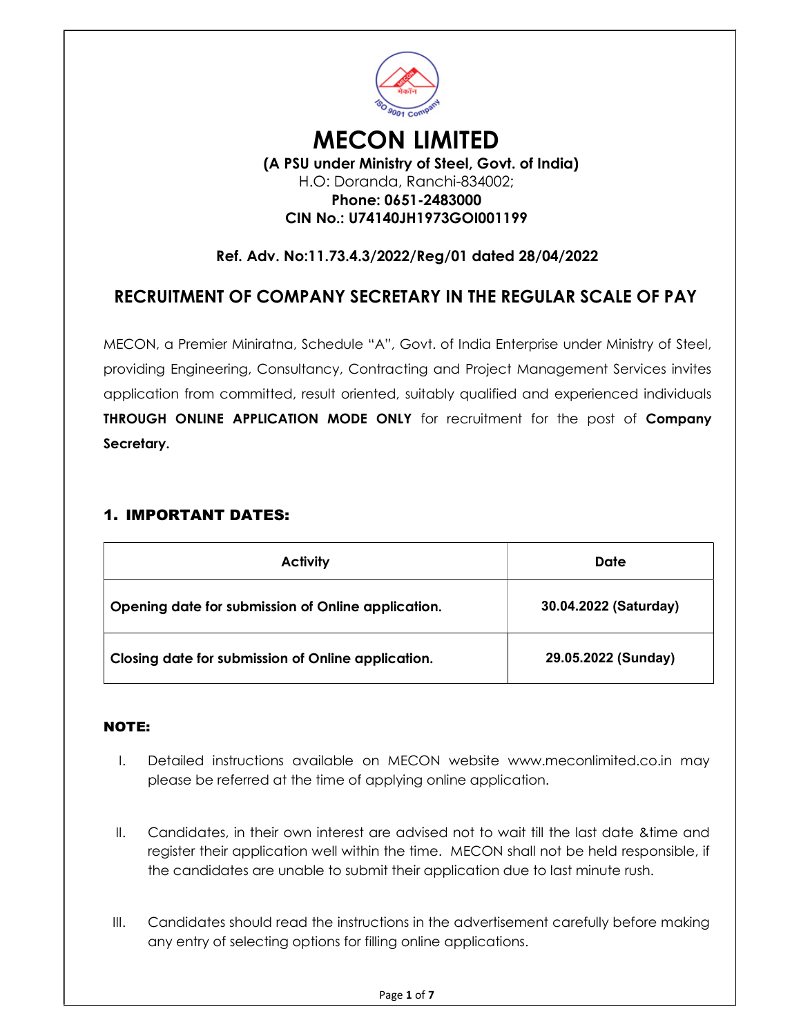# MECON LIMITED

**(A PSU under Ministry of Steel, Govt. of India)**
H.O: Doranda, Ranchi-834002;
**Phone: 0651-2483000**
**CIN No.: U74140JH1973GOI001199**

**Ref. Adv. No:11.73.4.3/2022/Reg/01 dated 28/04/2022**

## RECRUITMENT OF COMPANY SECRETARY IN THE REGULAR SCALE OF PAY

MECON, a Premier Miniratna, Schedule "A", Govt. of India Enterprise under Ministry of Steel, providing Engineering, Consultancy, Contracting and Project Management Services invites application from committed, result oriented, suitably qualified and experienced individuals **THROUGH ONLINE APPLICATION MODE ONLY** for recruitment for the post of **Company Secretary.**

### 1. IMPORTANT DATES:

| Activity | Date |
|---|---|
| **Opening date for submission of Online application.** | **30.04.2022 (Saturday)** |
| **Closing date for submission of Online application.** | **29.05.2022 (Sunday)** |

**NOTE:**

I. Detailed instructions available on MECON website www.meconlimited.co.in may please be referred at the time of applying online application.

II. Candidates, in their own interest are advised not to wait till the last date &time and register their application well within the time. MECON shall not be held responsible, if the candidates are unable to submit their application due to last minute rush.

III. Candidates should read the instructions in the advertisement carefully before making any entry of selecting options for filling online applications.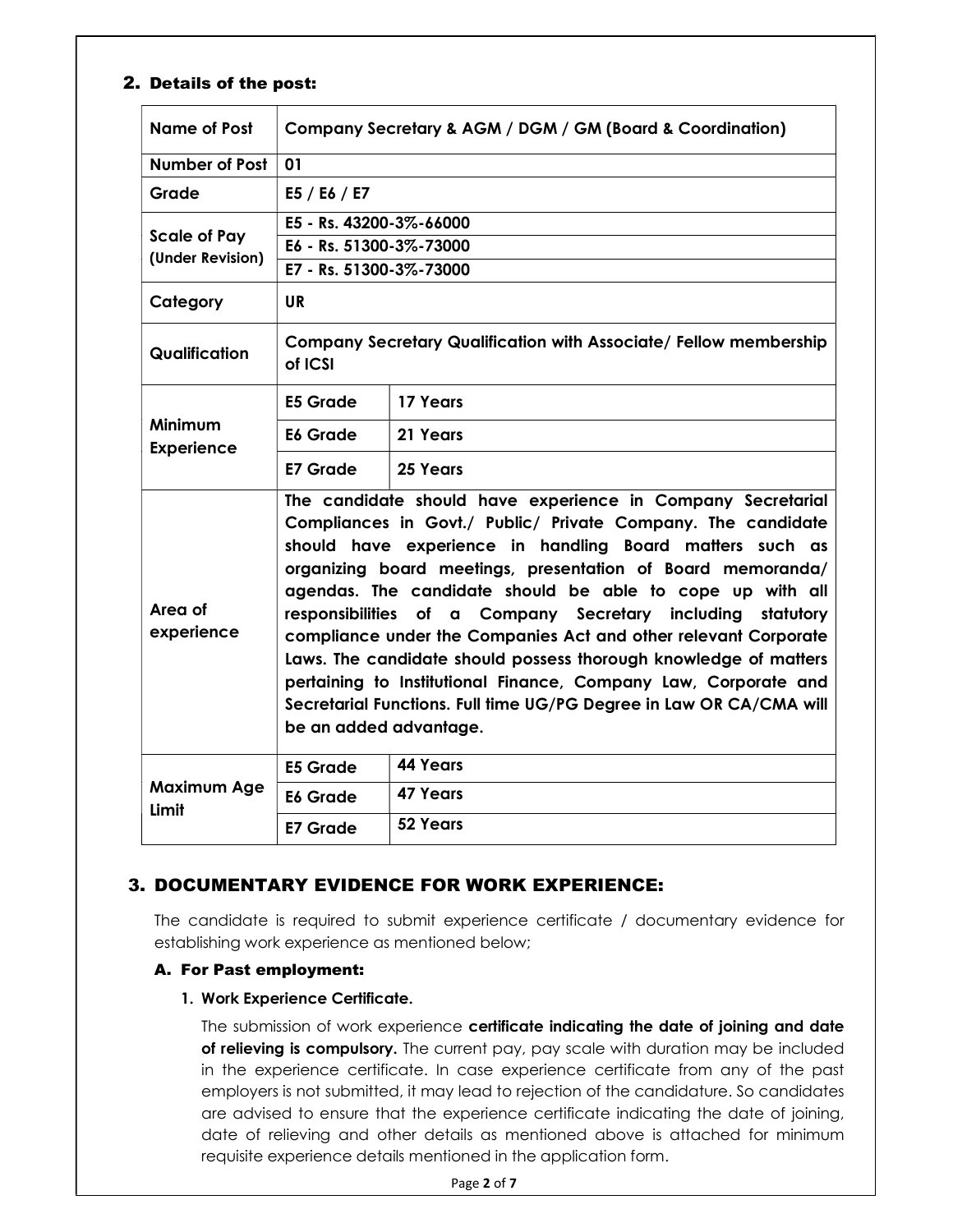## 2. Details of the post:

| Name of Post | Company Secretary & AGM / DGM / GM (Board & Coordination) | |
|---|---|---|
| Number of Post | 01 | |
| Grade | E5 / E6 / E7 | |
| Scale of Pay (Under Revision) | E5 - Rs. 43200-3%-66000 | |
| | E6 - Rs. 51300-3%-73000 | |
| | E7 - Rs. 51300-3%-73000 | |
| Category | UR | |
| Qualification | Company Secretary Qualification with Associate/ Fellow membership of ICSI | |
| Minimum Experience | E5 Grade | 17 Years |
| | E6 Grade | 21 Years |
| | E7 Grade | 25 Years |
| Area of experience | The candidate should have experience in Company Secretarial Compliances in Govt./ Public/ Private Company. The candidate should have experience in handling Board matters such as organizing board meetings, presentation of Board memoranda/ agendas. The candidate should be able to cope up with all responsibilities of a Company Secretary including statutory compliance under the Companies Act and other relevant Corporate Laws. The candidate should possess thorough knowledge of matters pertaining to Institutional Finance, Company Law, Corporate and Secretarial Functions. Full time UG/PG Degree in Law OR CA/CMA will be an added advantage. | |
| Maximum Age Limit | E5 Grade | 44 Years |
| | E6 Grade | 47 Years |
| | E7 Grade | 52 Years |

## 3. DOCUMENTARY EVIDENCE FOR WORK EXPERIENCE:

The candidate is required to submit experience certificate / documentary evidence for establishing work experience as mentioned below;

### A. For Past employment:

1. **Work Experience Certificate.**

   The submission of work experience **certificate indicating the date of joining and date of relieving is compulsory.** The current pay, pay scale with duration may be included in the experience certificate. In case experience certificate from any of the past employers is not submitted, it may lead to rejection of the candidature. So candidates are advised to ensure that the experience certificate indicating the date of joining, date of relieving and other details as mentioned above is attached for minimum requisite experience details mentioned in the application form.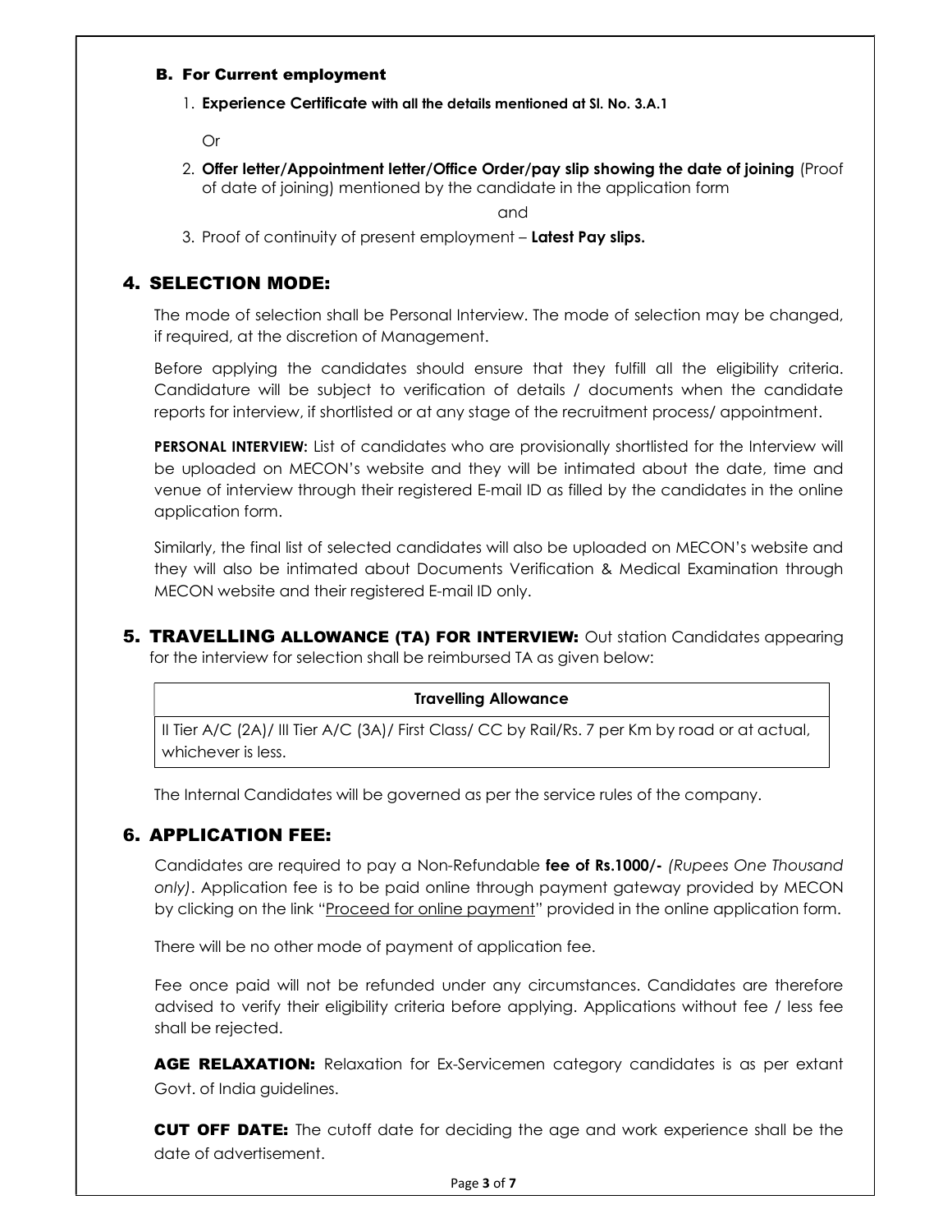### B. For Current employment

1. **Experience Certificate with all the details mentioned at Sl. No. 3.A.1**

   Or

2. **Offer letter/Appointment letter/Office Order/pay slip showing the date of joining** (Proof of date of joining) mentioned by the candidate in the application form

   and

3. Proof of continuity of present employment – **Latest Pay slips.**

## 4. SELECTION MODE:

The mode of selection shall be Personal Interview. The mode of selection may be changed, if required, at the discretion of Management.

Before applying the candidates should ensure that they fulfill all the eligibility criteria. Candidature will be subject to verification of details / documents when the candidate reports for interview, if shortlisted or at any stage of the recruitment process/ appointment.

**PERSONAL INTERVIEW:** List of candidates who are provisionally shortlisted for the Interview will be uploaded on MECON's website and they will be intimated about the date, time and venue of interview through their registered E-mail ID as filled by the candidates in the online application form.

Similarly, the final list of selected candidates will also be uploaded on MECON's website and they will also be intimated about Documents Verification & Medical Examination through MECON website and their registered E-mail ID only.

## 5. TRAVELLING ALLOWANCE (TA) FOR INTERVIEW:

Out station Candidates appearing for the interview for selection shall be reimbursed TA as given below:

| Travelling Allowance |
|---|
| II Tier A/C (2A)/ III Tier A/C (3A)/ First Class/ CC by Rail/Rs. 7 per Km by road or at actual, whichever is less. |

The Internal Candidates will be governed as per the service rules of the company.

## 6. APPLICATION FEE:

Candidates are required to pay a Non-Refundable **fee of Rs.1000/-** *(Rupees One Thousand only)*. Application fee is to be paid online through payment gateway provided by MECON by clicking on the link "Proceed for online payment" provided in the online application form.

There will be no other mode of payment of application fee.

Fee once paid will not be refunded under any circumstances. Candidates are therefore advised to verify their eligibility criteria before applying. Applications without fee / less fee shall be rejected.

**AGE RELAXATION:** Relaxation for Ex-Servicemen category candidates is as per extant Govt. of India guidelines.

**CUT OFF DATE:** The cutoff date for deciding the age and work experience shall be the date of advertisement.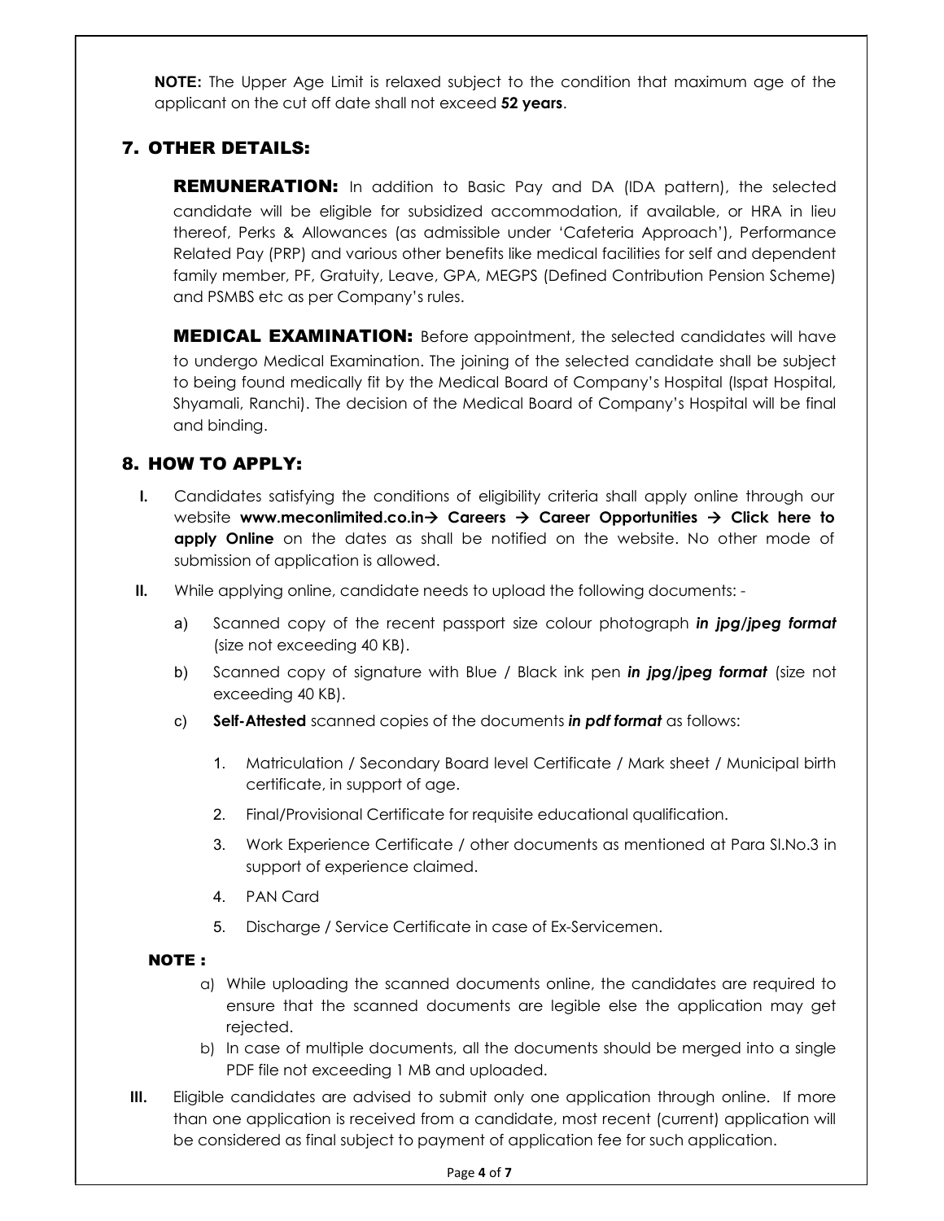**NOTE:** The Upper Age Limit is relaxed subject to the condition that maximum age of the applicant on the cut off date shall not exceed **52 years**.

## 7. OTHER DETAILS:

**REMUNERATION:** In addition to Basic Pay and DA (IDA pattern), the selected candidate will be eligible for subsidized accommodation, if available, or HRA in lieu thereof, Perks & Allowances (as admissible under 'Cafeteria Approach'), Performance Related Pay (PRP) and various other benefits like medical facilities for self and dependent family member, PF, Gratuity, Leave, GPA, MEGPS (Defined Contribution Pension Scheme) and PSMBS etc as per Company's rules.

**MEDICAL EXAMINATION:** Before appointment, the selected candidates will have to undergo Medical Examination. The joining of the selected candidate shall be subject to being found medically fit by the Medical Board of Company's Hospital (Ispat Hospital, Shyamali, Ranchi). The decision of the Medical Board of Company's Hospital will be final and binding.

## 8. HOW TO APPLY:

**I.** Candidates satisfying the conditions of eligibility criteria shall apply online through our website **www.meconlimited.co.in→ Careers → Career Opportunities → Click here to apply Online** on the dates as shall be notified on the website. No other mode of submission of application is allowed.

**II.** While applying online, candidate needs to upload the following documents: -

a) Scanned copy of the recent passport size colour photograph ***in jpg/jpeg format*** (size not exceeding 40 KB).

b) Scanned copy of signature with Blue / Black ink pen ***in jpg/jpeg format*** (size not exceeding 40 KB).

c) **Self-Attested** scanned copies of the documents ***in pdf format*** as follows:

1. Matriculation / Secondary Board level Certificate / Mark sheet / Municipal birth certificate, in support of age.
2. Final/Provisional Certificate for requisite educational qualification.
3. Work Experience Certificate / other documents as mentioned at Para Sl.No.3 in support of experience claimed.
4. PAN Card
5. Discharge / Service Certificate in case of Ex-Servicemen.

**NOTE :**

a) While uploading the scanned documents online, the candidates are required to ensure that the scanned documents are legible else the application may get rejected.

b) In case of multiple documents, all the documents should be merged into a single PDF file not exceeding 1 MB and uploaded.

**III.** Eligible candidates are advised to submit only one application through online. If more than one application is received from a candidate, most recent (current) application will be considered as final subject to payment of application fee for such application.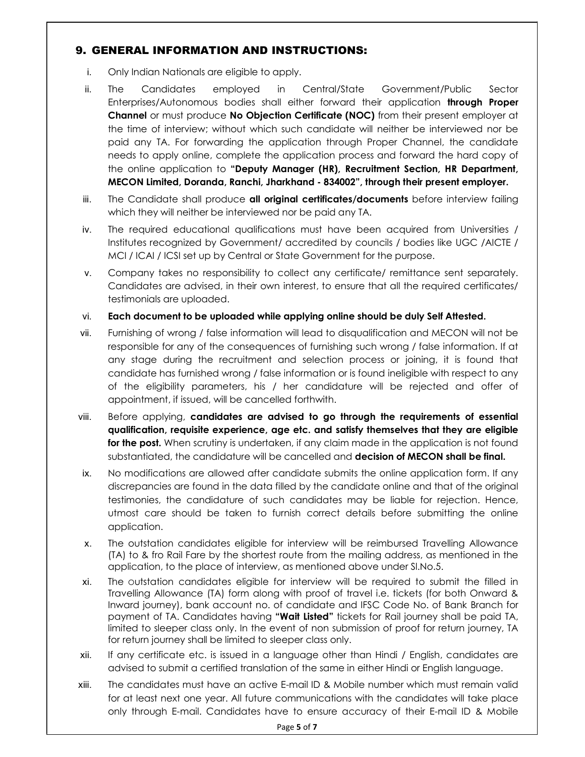## 9. GENERAL INFORMATION AND INSTRUCTIONS:

i. Only Indian Nationals are eligible to apply.

ii. The Candidates employed in Central/State Government/Public Sector Enterprises/Autonomous bodies shall either forward their application **through Proper Channel** or must produce **No Objection Certificate (NOC)** from their present employer at the time of interview; without which such candidate will neither be interviewed nor be paid any TA. For forwarding the application through Proper Channel, the candidate needs to apply online, complete the application process and forward the hard copy of the online application to **"Deputy Manager (HR), Recruitment Section, HR Department, MECON Limited, Doranda, Ranchi, Jharkhand - 834002", through their present employer.**

iii. The Candidate shall produce **all original certificates/documents** before interview failing which they will neither be interviewed nor be paid any TA.

iv. The required educational qualifications must have been acquired from Universities / Institutes recognized by Government/ accredited by councils / bodies like UGC /AICTE / MCI / ICAI / ICSI set up by Central or State Government for the purpose.

v. Company takes no responsibility to collect any certificate/ remittance sent separately. Candidates are advised, in their own interest, to ensure that all the required certificates/ testimonials are uploaded.

vi. **Each document to be uploaded while applying online should be duly Self Attested.**

vii. Furnishing of wrong / false information will lead to disqualification and MECON will not be responsible for any of the consequences of furnishing such wrong / false information. If at any stage during the recruitment and selection process or joining, it is found that candidate has furnished wrong / false information or is found ineligible with respect to any of the eligibility parameters, his / her candidature will be rejected and offer of appointment, if issued, will be cancelled forthwith.

viii. Before applying, **candidates are advised to go through the requirements of essential qualification, requisite experience, age etc. and satisfy themselves that they are eligible for the post.** When scrutiny is undertaken, if any claim made in the application is not found substantiated, the candidature will be cancelled and **decision of MECON shall be final.**

ix. No modifications are allowed after candidate submits the online application form. If any discrepancies are found in the data filled by the candidate online and that of the original testimonies, the candidature of such candidates may be liable for rejection. Hence, utmost care should be taken to furnish correct details before submitting the online application.

x. The outstation candidates eligible for interview will be reimbursed Travelling Allowance (TA) to & fro Rail Fare by the shortest route from the mailing address, as mentioned in the application, to the place of interview, as mentioned above under Sl.No.5.

xi. The outstation candidates eligible for interview will be required to submit the filled in Travelling Allowance (TA) form along with proof of travel i.e. tickets (for both Onward & Inward journey), bank account no. of candidate and IFSC Code No. of Bank Branch for payment of TA. Candidates having **"Wait Listed"** tickets for Rail journey shall be paid TA, limited to sleeper class only. In the event of non submission of proof for return journey, TA for return journey shall be limited to sleeper class only.

xii. If any certificate etc. is issued in a language other than Hindi / English, candidates are advised to submit a certified translation of the same in either Hindi or English language.

xiii. The candidates must have an active E-mail ID & Mobile number which must remain valid for at least next one year. All future communications with the candidates will take place only through E-mail. Candidates have to ensure accuracy of their E-mail ID & Mobile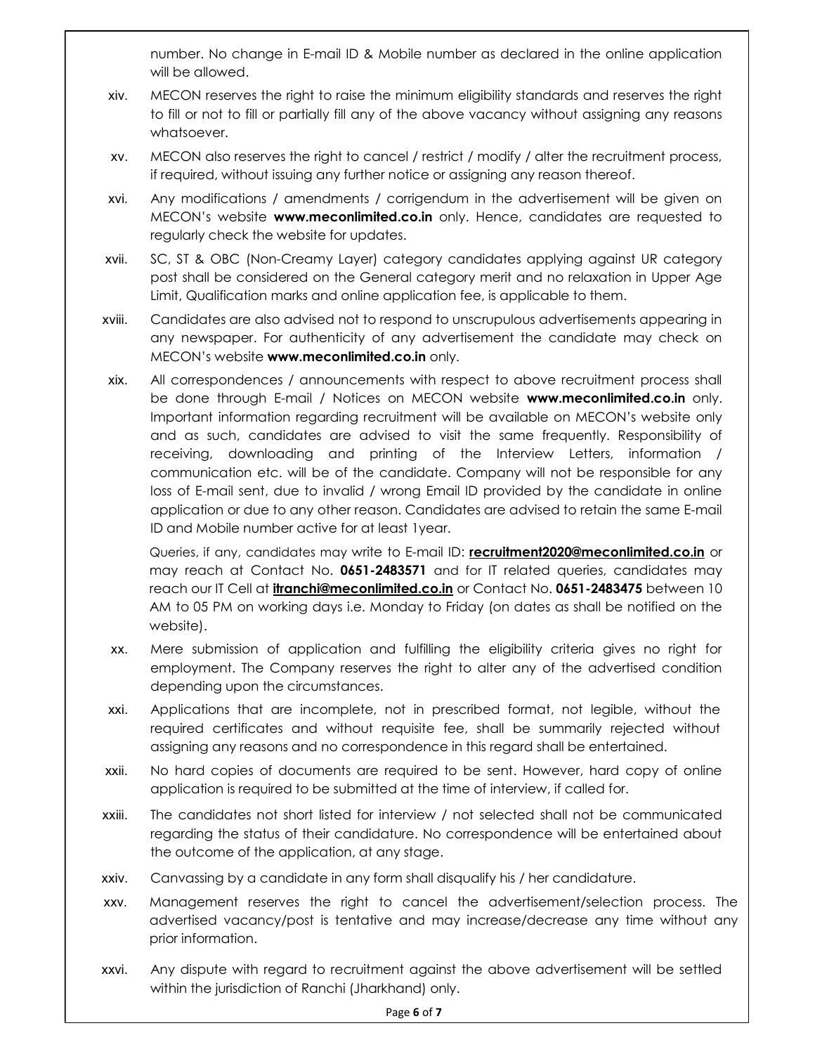number. No change in E-mail ID & Mobile number as declared in the online application will be allowed.

xiv. MECON reserves the right to raise the minimum eligibility standards and reserves the right to fill or not to fill or partially fill any of the above vacancy without assigning any reasons whatsoever.

xv. MECON also reserves the right to cancel / restrict / modify / alter the recruitment process, if required, without issuing any further notice or assigning any reason thereof.

xvi. Any modifications / amendments / corrigendum in the advertisement will be given on MECON's website **www.meconlimited.co.in** only. Hence, candidates are requested to regularly check the website for updates.

xvii. SC, ST & OBC (Non-Creamy Layer) category candidates applying against UR category post shall be considered on the General category merit and no relaxation in Upper Age Limit, Qualification marks and online application fee, is applicable to them.

xviii. Candidates are also advised not to respond to unscrupulous advertisements appearing in any newspaper. For authenticity of any advertisement the candidate may check on MECON's website **www.meconlimited.co.in** only.

xix. All correspondences / announcements with respect to above recruitment process shall be done through E-mail / Notices on MECON website **www.meconlimited.co.in** only. Important information regarding recruitment will be available on MECON's website only and as such, candidates are advised to visit the same frequently. Responsibility of receiving, downloading and printing of the Interview Letters, information / communication etc. will be of the candidate. Company will not be responsible for any loss of E-mail sent, due to invalid / wrong Email ID provided by the candidate in online application or due to any other reason. Candidates are advised to retain the same E-mail ID and Mobile number active for at least 1year.

Queries, if any, candidates may write to E-mail ID: **recruitment2020@meconlimited.co.in** or may reach at Contact No. **0651-2483571** and for IT related queries, candidates may reach our IT Cell at **itranchi@meconlimited.co.in** or Contact No. **0651-2483475** between 10 AM to 05 PM on working days i.e. Monday to Friday (on dates as shall be notified on the website).

xx. Mere submission of application and fulfilling the eligibility criteria gives no right for employment. The Company reserves the right to alter any of the advertised condition depending upon the circumstances.

xxi. Applications that are incomplete, not in prescribed format, not legible, without the required certificates and without requisite fee, shall be summarily rejected without assigning any reasons and no correspondence in this regard shall be entertained.

xxii. No hard copies of documents are required to be sent. However, hard copy of online application is required to be submitted at the time of interview, if called for.

xxiii. The candidates not short listed for interview / not selected shall not be communicated regarding the status of their candidature. No correspondence will be entertained about the outcome of the application, at any stage.

xxiv. Canvassing by a candidate in any form shall disqualify his / her candidature.

xxv. Management reserves the right to cancel the advertisement/selection process. The advertised vacancy/post is tentative and may increase/decrease any time without any prior information.

xxvi. Any dispute with regard to recruitment against the above advertisement will be settled within the jurisdiction of Ranchi (Jharkhand) only.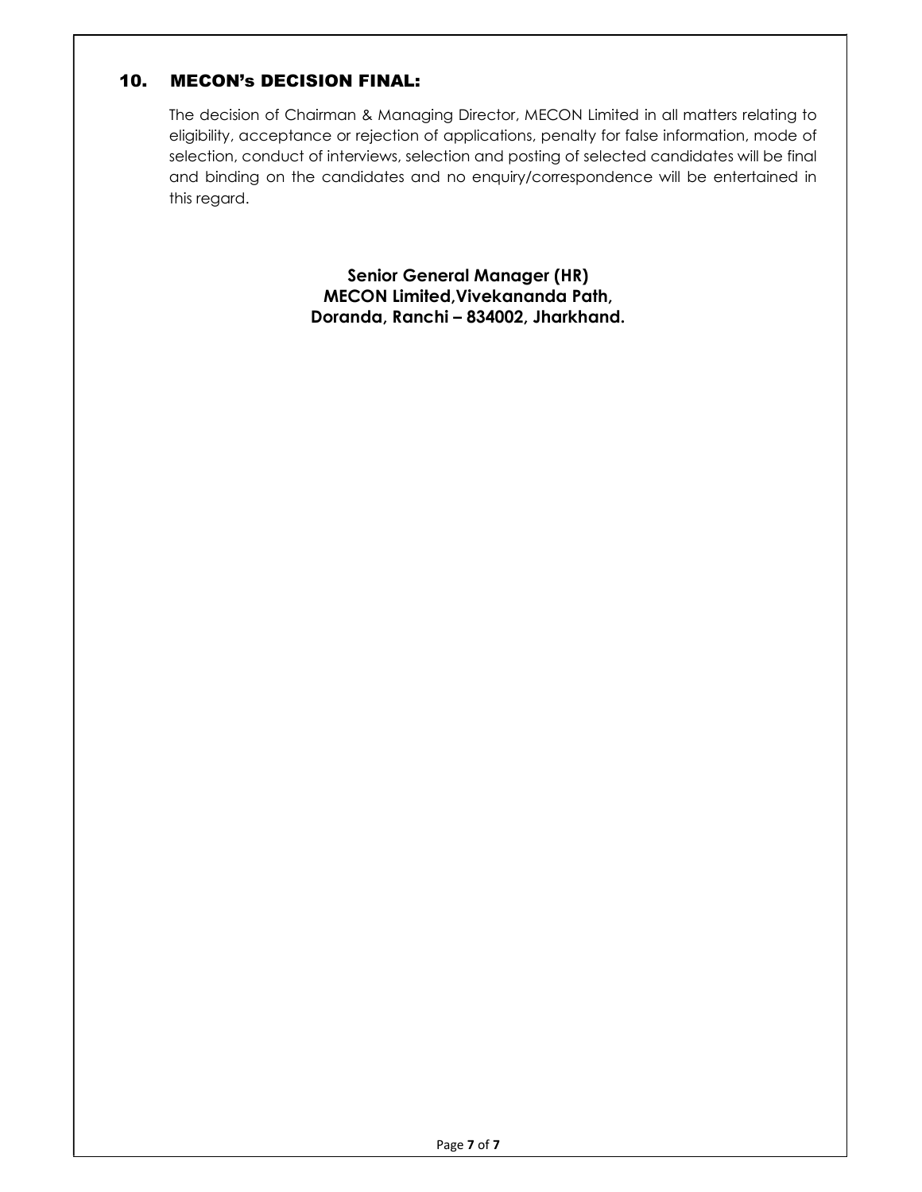## 10. MECON's DECISION FINAL:

The decision of Chairman & Managing Director, MECON Limited in all matters relating to eligibility, acceptance or rejection of applications, penalty for false information, mode of selection, conduct of interviews, selection and posting of selected candidates will be final and binding on the candidates and no enquiry/correspondence will be entertained in this regard.

**Senior General Manager (HR)**
**MECON Limited,Vivekananda Path,**
**Doranda, Ranchi – 834002, Jharkhand.**